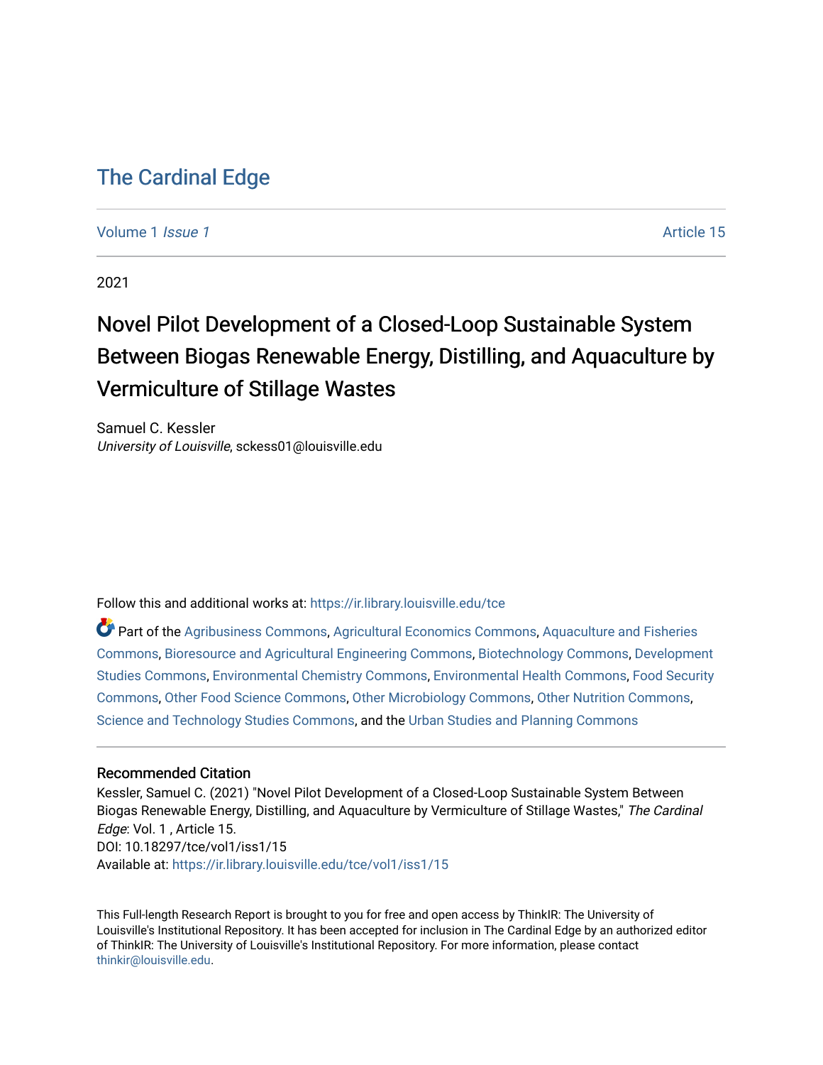# The Cardinal Edge

Volume 1 *Issue 1* Article 15

2021

## Novel Pilot Development of a Closed-Loop Sustainable System Between Biogas Renewable Energy, Distilling, and Aquaculture by Vermiculture of Stillage Wastes

Samuel C. Kessler
*University of Louisville*, sckess01@louisville.edu

Follow this and additional works at: https://ir.library.louisville.edu/tce

Part of the Agribusiness Commons, Agricultural Economics Commons, Aquaculture and Fisheries Commons, Bioresource and Agricultural Engineering Commons, Biotechnology Commons, Development Studies Commons, Environmental Chemistry Commons, Environmental Health Commons, Food Security Commons, Other Food Science Commons, Other Microbiology Commons, Other Nutrition Commons, Science and Technology Studies Commons, and the Urban Studies and Planning Commons

### Recommended Citation

Kessler, Samuel C. (2021) "Novel Pilot Development of a Closed-Loop Sustainable System Between Biogas Renewable Energy, Distilling, and Aquaculture by Vermiculture of Stillage Wastes," *The Cardinal Edge*: Vol. 1 , Article 15.
DOI: 10.18297/tce/vol1/iss1/15
Available at: https://ir.library.louisville.edu/tce/vol1/iss1/15

This Full-length Research Report is brought to you for free and open access by ThinkIR: The University of Louisville's Institutional Repository. It has been accepted for inclusion in The Cardinal Edge by an authorized editor of ThinkIR: The University of Louisville's Institutional Repository. For more information, please contact thinkir@louisville.edu.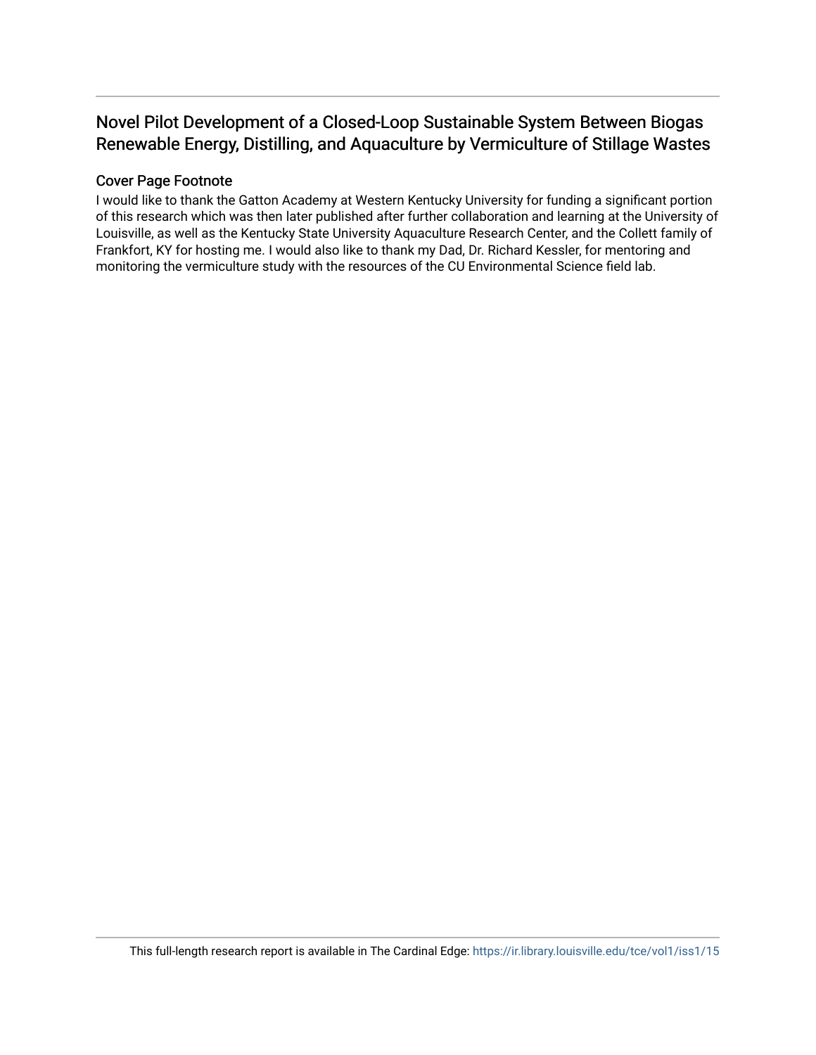# Novel Pilot Development of a Closed-Loop Sustainable System Between Biogas Renewable Energy, Distilling, and Aquaculture by Vermiculture of Stillage Wastes

## Cover Page Footnote

I would like to thank the Gatton Academy at Western Kentucky University for funding a significant portion of this research which was then later published after further collaboration and learning at the University of Louisville, as well as the Kentucky State University Aquaculture Research Center, and the Collett family of Frankfort, KY for hosting me. I would also like to thank my Dad, Dr. Richard Kessler, for mentoring and monitoring the vermiculture study with the resources of the CU Environmental Science field lab.

This full-length research report is available in The Cardinal Edge: https://ir.library.louisville.edu/tce/vol1/iss1/15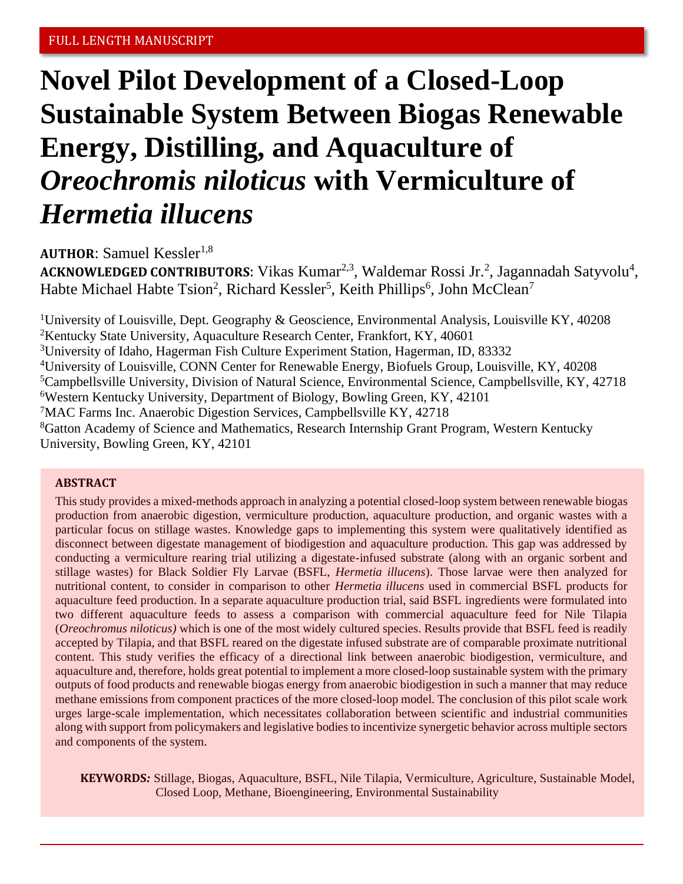FULL LENGTH MANUSCRIPT

# Novel Pilot Development of a Closed-Loop Sustainable System Between Biogas Renewable Energy, Distilling, and Aquaculture of *Oreochromis niloticus* with Vermiculture of *Hermetia illucens*

**AUTHOR**: Samuel Kessler[1,8]

**ACKNOWLEDGED CONTRIBUTORS**: Vikas Kumar[2,3], Waldemar Rossi Jr.[2], Jagannadah Satyvolu[4], Habte Michael Habte Tsion[2], Richard Kessler[5], Keith Phillips[6], John McClean[7]

[1]University of Louisville, Dept. Geography & Geoscience, Environmental Analysis, Louisville KY, 40208
[2]Kentucky State University, Aquaculture Research Center, Frankfort, KY, 40601
[3]University of Idaho, Hagerman Fish Culture Experiment Station, Hagerman, ID, 83332
[4]University of Louisville, CONN Center for Renewable Energy, Biofuels Group, Louisville, KY, 40208
[5]Campbellsville University, Division of Natural Science, Environmental Science, Campbellsville, KY, 42718
[6]Western Kentucky University, Department of Biology, Bowling Green, KY, 42101
[7]MAC Farms Inc. Anaerobic Digestion Services, Campbellsville KY, 42718
[8]Gatton Academy of Science and Mathematics, Research Internship Grant Program, Western Kentucky University, Bowling Green, KY, 42101

## ABSTRACT

This study provides a mixed-methods approach in analyzing a potential closed-loop system between renewable biogas production from anaerobic digestion, vermiculture production, aquaculture production, and organic wastes with a particular focus on stillage wastes. Knowledge gaps to implementing this system were qualitatively identified as disconnect between digestate management of biodigestion and aquaculture production. This gap was addressed by conducting a vermiculture rearing trial utilizing a digestate-infused substrate (along with an organic sorbent and stillage wastes) for Black Soldier Fly Larvae (BSFL, *Hermetia illucens*). Those larvae were then analyzed for nutritional content, to consider in comparison to other *Hermetia illucens* used in commercial BSFL products for aquaculture feed production. In a separate aquaculture production trial, said BSFL ingredients were formulated into two different aquaculture feeds to assess a comparison with commercial aquaculture feed for Nile Tilapia (*Oreochromus niloticus)* which is one of the most widely cultured species. Results provide that BSFL feed is readily accepted by Tilapia, and that BSFL reared on the digestate infused substrate are of comparable proximate nutritional content. This study verifies the efficacy of a directional link between anaerobic biodigestion, vermiculture, and aquaculture and, therefore, holds great potential to implement a more closed-loop sustainable system with the primary outputs of food products and renewable biogas energy from anaerobic biodigestion in such a manner that may reduce methane emissions from component practices of the more closed-loop model. The conclusion of this pilot scale work urges large-scale implementation, which necessitates collaboration between scientific and industrial communities along with support from policymakers and legislative bodies to incentivize synergetic behavior across multiple sectors and components of the system.

**KEYWORDS:** Stillage, Biogas, Aquaculture, BSFL, Nile Tilapia, Vermiculture, Agriculture, Sustainable Model, Closed Loop, Methane, Bioengineering, Environmental Sustainability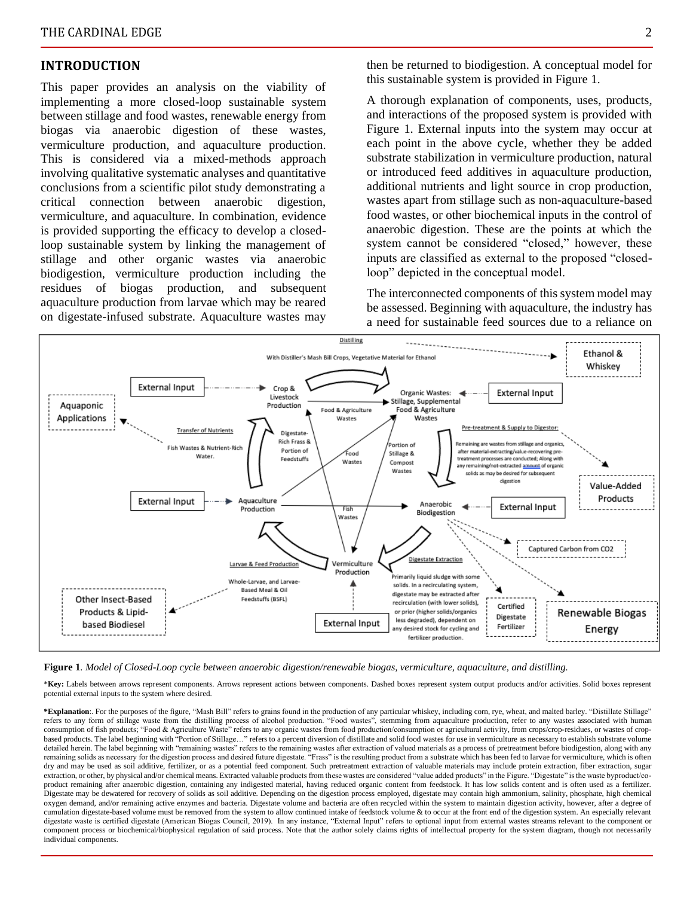## INTRODUCTION

This paper provides an analysis on the viability of implementing a more closed-loop sustainable system between stillage and food wastes, renewable energy from biogas via anaerobic digestion of these wastes, vermiculture production, and aquaculture production. This is considered via a mixed-methods approach involving qualitative systematic analyses and quantitative conclusions from a scientific pilot study demonstrating a critical connection between anaerobic digestion, vermiculture, and aquaculture. In combination, evidence is provided supporting the efficacy to develop a closed-loop sustainable system by linking the management of stillage and other organic wastes via anaerobic biodigestion, vermiculture production including the residues of biogas production, and subsequent aquaculture production from larvae which may be reared on digestate-infused substrate. Aquaculture wastes may then be returned to biodigestion. A conceptual model for this sustainable system is provided in Figure 1.

A thorough explanation of components, uses, products, and interactions of the proposed system is provided with Figure 1. External inputs into the system may occur at each point in the above cycle, whether they be added substrate stabilization in vermiculture production, natural or introduced feed additives in aquaculture production, additional nutrients and light source in crop production, wastes apart from stillage such as non-aquaculture-based food wastes, or other biochemical inputs in the control of anaerobic digestion. These are the points at which the system cannot be considered "closed," however, these inputs are classified as external to the proposed "closed-loop" depicted in the conceptual model.

The interconnected components of this system model may be assessed. Beginning with aquaculture, the industry has a need for sustainable feed sources due to a reliance on

**Figure 1**. *Model of Closed-Loop cycle between anaerobic digestion/renewable biogas, vermiculture, aquaculture, and distilling.*

\***Key:** Labels between arrows represent components. Arrows represent actions between components. Dashed boxes represent system output products and/or activities. Solid boxes represent potential external inputs to the system where desired.

\***Explanation**:. For the purposes of the figure, "Mash Bill" refers to grains found in the production of any particular whiskey, including corn, rye, wheat, and malted barley. "Distillate Stillage" refers to any form of stillage waste from the distilling process of alcohol production. "Food wastes", stemming from aquaculture production, refer to any wastes associated with human consumption of fish products; "Food & Agriculture Waste" refers to any organic wastes from food production/consumption or agricultural activity, from crops/crop-residues, or wastes of crop-based products. The label beginning with "Portion of Stillage…" refers to a percent diversion of distillate and solid food wastes for use in vermiculture as necessary to establish substrate volume detailed herein. The label beginning with "remaining wastes" refers to the remaining wastes after extraction of valued materials as a process of pretreatment before biodigestion, along with any remaining solids as necessary for the digestion process and desired future digestate. "Frass" is the resulting product from a substrate which has been fed to larvae for vermiculture, which is often dry and may be used as soil additive, fertilizer, or as a potential feed component. Such pretreatment extraction of valuable materials may include protein extraction, fiber extraction, sugar extraction, or other, by physical and/or chemical means. Extracted valuable products from these wastes are considered "value added products" in the Figure. "Digestate" is the waste byproduct/co-product remaining after anaerobic digestion, containing any indigested material, having reduced organic content from feedstock. It has low solids content and is often used as a fertilizer. Digestate may be dewatered for recovery of solids as soil additive. Depending on the digestion process employed, digestate may contain high ammonium, salinity, phosphate, high chemical oxygen demand, and/or remaining active enzymes and bacteria. Digestate volume and bacteria are often recycled within the system to maintain digestion activity, however, after a degree of cumulation digestate-based volume must be removed from the system to allow continued intake of feedstock volume & to occur at the front end of the digestion system. An especially relevant digestate waste is certified digestate (American Biogas Council, 2019). In any instance, "External Input" refers to optional input from external wastes streams relevant to the component or component process or biochemical/biophysical regulation of said process. Note that the author solely claims rights of intellectual property for the system diagram, though not necessarily individual components.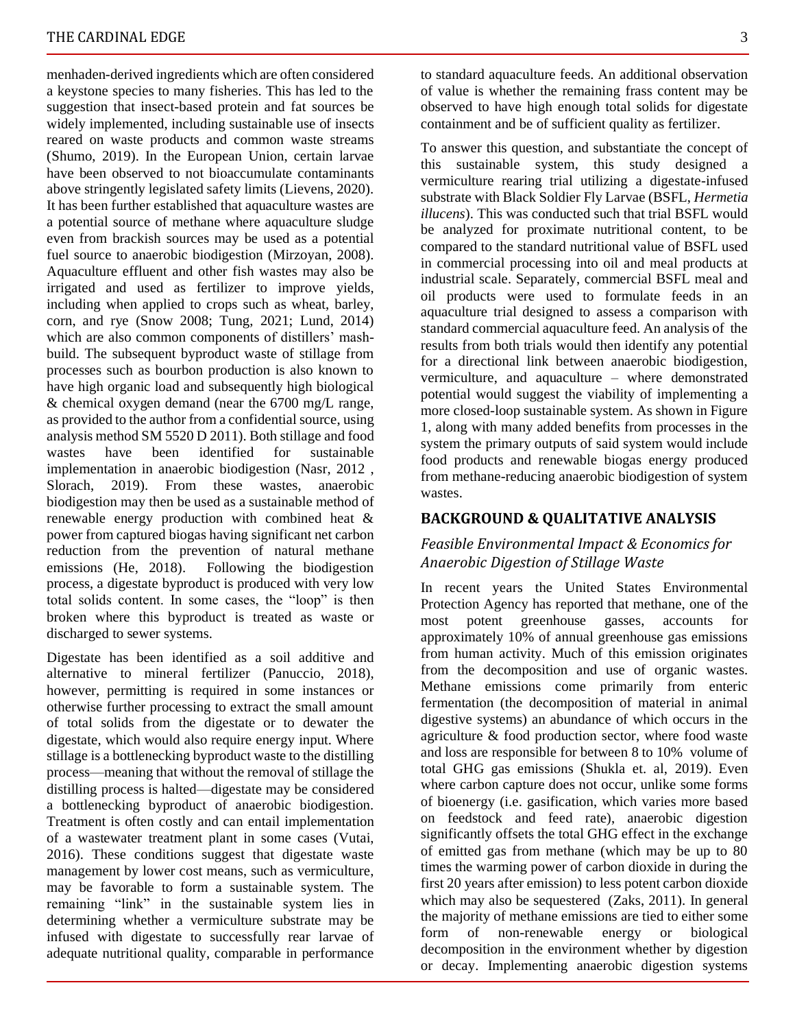menhaden-derived ingredients which are often considered a keystone species to many fisheries. This has led to the suggestion that insect-based protein and fat sources be widely implemented, including sustainable use of insects reared on waste products and common waste streams (Shumo, 2019). In the European Union, certain larvae have been observed to not bioaccumulate contaminants above stringently legislated safety limits (Lievens, 2020). It has been further established that aquaculture wastes are a potential source of methane where aquaculture sludge even from brackish sources may be used as a potential fuel source to anaerobic biodigestion (Mirzoyan, 2008). Aquaculture effluent and other fish wastes may also be irrigated and used as fertilizer to improve yields, including when applied to crops such as wheat, barley, corn, and rye (Snow 2008; Tung, 2021; Lund, 2014) which are also common components of distillers' mash-build. The subsequent byproduct waste of stillage from processes such as bourbon production is also known to have high organic load and subsequently high biological & chemical oxygen demand (near the 6700 mg/L range, as provided to the author from a confidential source, using analysis method SM 5520 D 2011). Both stillage and food wastes have been identified for sustainable implementation in anaerobic biodigestion (Nasr, 2012 , Slorach, 2019). From these wastes, anaerobic biodigestion may then be used as a sustainable method of renewable energy production with combined heat & power from captured biogas having significant net carbon reduction from the prevention of natural methane emissions (He, 2018). Following the biodigestion process, a digestate byproduct is produced with very low total solids content. In some cases, the "loop" is then broken where this byproduct is treated as waste or discharged to sewer systems.

Digestate has been identified as a soil additive and alternative to mineral fertilizer (Panuccio, 2018), however, permitting is required in some instances or otherwise further processing to extract the small amount of total solids from the digestate or to dewater the digestate, which would also require energy input. Where stillage is a bottlenecking byproduct waste to the distilling process—meaning that without the removal of stillage the distilling process is halted—digestate may be considered a bottlenecking byproduct of anaerobic biodigestion. Treatment is often costly and can entail implementation of a wastewater treatment plant in some cases (Vutai, 2016). These conditions suggest that digestate waste management by lower cost means, such as vermiculture, may be favorable to form a sustainable system. The remaining "link" in the sustainable system lies in determining whether a vermiculture substrate may be infused with digestate to successfully rear larvae of adequate nutritional quality, comparable in performance to standard aquaculture feeds. An additional observation of value is whether the remaining frass content may be observed to have high enough total solids for digestate containment and be of sufficient quality as fertilizer.

To answer this question, and substantiate the concept of this sustainable system, this study designed a vermiculture rearing trial utilizing a digestate-infused substrate with Black Soldier Fly Larvae (BSFL, *Hermetia illucens*). This was conducted such that trial BSFL would be analyzed for proximate nutritional content, to be compared to the standard nutritional value of BSFL used in commercial processing into oil and meal products at industrial scale. Separately, commercial BSFL meal and oil products were used to formulate feeds in an aquaculture trial designed to assess a comparison with standard commercial aquaculture feed. An analysis of the results from both trials would then identify any potential for a directional link between anaerobic biodigestion, vermiculture, and aquaculture – where demonstrated potential would suggest the viability of implementing a more closed-loop sustainable system. As shown in Figure 1, along with many added benefits from processes in the system the primary outputs of said system would include food products and renewable biogas energy produced from methane-reducing anaerobic biodigestion of system wastes.

## BACKGROUND & QUALITATIVE ANALYSIS

### *Feasible Environmental Impact & Economics for Anaerobic Digestion of Stillage Waste*

In recent years the United States Environmental Protection Agency has reported that methane, one of the most potent greenhouse gasses, accounts for approximately 10% of annual greenhouse gas emissions from human activity. Much of this emission originates from the decomposition and use of organic wastes. Methane emissions come primarily from enteric fermentation (the decomposition of material in animal digestive systems) an abundance of which occurs in the agriculture & food production sector, where food waste and loss are responsible for between 8 to 10% volume of total GHG gas emissions (Shukla et. al, 2019). Even where carbon capture does not occur, unlike some forms of bioenergy (i.e. gasification, which varies more based on feedstock and feed rate), anaerobic digestion significantly offsets the total GHG effect in the exchange of emitted gas from methane (which may be up to 80 times the warming power of carbon dioxide in during the first 20 years after emission) to less potent carbon dioxide which may also be sequestered (Zaks, 2011). In general the majority of methane emissions are tied to either some form of non-renewable energy or biological decomposition in the environment whether by digestion or decay. Implementing anaerobic digestion systems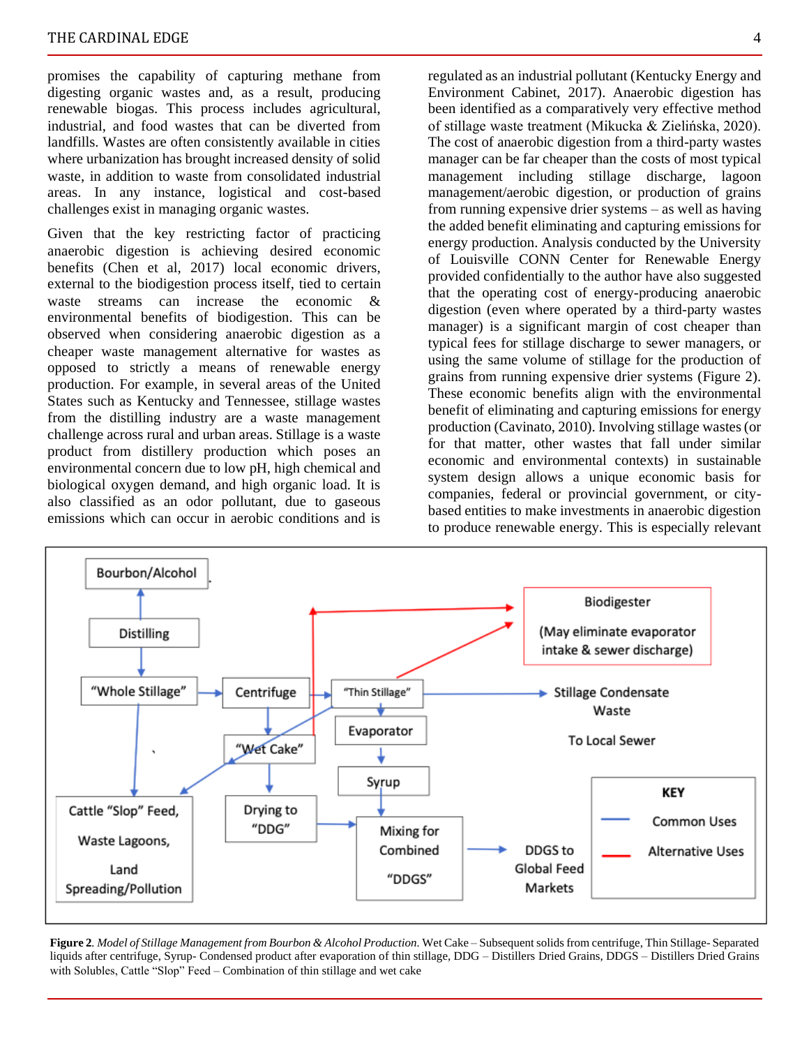promises the capability of capturing methane from digesting organic wastes and, as a result, producing renewable biogas. This process includes agricultural, industrial, and food wastes that can be diverted from landfills. Wastes are often consistently available in cities where urbanization has brought increased density of solid waste, in addition to waste from consolidated industrial areas. In any instance, logistical and cost-based challenges exist in managing organic wastes.

Given that the key restricting factor of practicing anaerobic digestion is achieving desired economic benefits (Chen et al, 2017) local economic drivers, external to the biodigestion process itself, tied to certain waste streams can increase the economic & environmental benefits of biodigestion. This can be observed when considering anaerobic digestion as a cheaper waste management alternative for wastes as opposed to strictly a means of renewable energy production. For example, in several areas of the United States such as Kentucky and Tennessee, stillage wastes from the distilling industry are a waste management challenge across rural and urban areas. Stillage is a waste product from distillery production which poses an environmental concern due to low pH, high chemical and biological oxygen demand, and high organic load. It is also classified as an odor pollutant, due to gaseous emissions which can occur in aerobic conditions and is regulated as an industrial pollutant (Kentucky Energy and Environment Cabinet, 2017). Anaerobic digestion has been identified as a comparatively very effective method of stillage waste treatment (Mikucka & Zielińska, 2020). The cost of anaerobic digestion from a third-party wastes manager can be far cheaper than the costs of most typical management including stillage discharge, lagoon management/aerobic digestion, or production of grains from running expensive drier systems – as well as having the added benefit eliminating and capturing emissions for energy production. Analysis conducted by the University of Louisville CONN Center for Renewable Energy provided confidentially to the author have also suggested that the operating cost of energy-producing anaerobic digestion (even where operated by a third-party wastes manager) is a significant margin of cost cheaper than typical fees for stillage discharge to sewer managers, or using the same volume of stillage for the production of grains from running expensive drier systems (Figure 2). These economic benefits align with the environmental benefit of eliminating and capturing emissions for energy production (Cavinato, 2010). Involving stillage wastes (or for that matter, other wastes that fall under similar economic and environmental contexts) in sustainable system design allows a unique economic basis for companies, federal or provincial government, or city-based entities to make investments in anaerobic digestion to produce renewable energy. This is especially relevant

**Figure 2**. *Model of Stillage Management from Bourbon & Alcohol Production.* Wet Cake – Subsequent solids from centrifuge, Thin Stillage- Separated liquids after centrifuge, Syrup- Condensed product after evaporation of thin stillage, DDG – Distillers Dried Grains, DDGS – Distillers Dried Grains with Solubles, Cattle "Slop" Feed – Combination of thin stillage and wet cake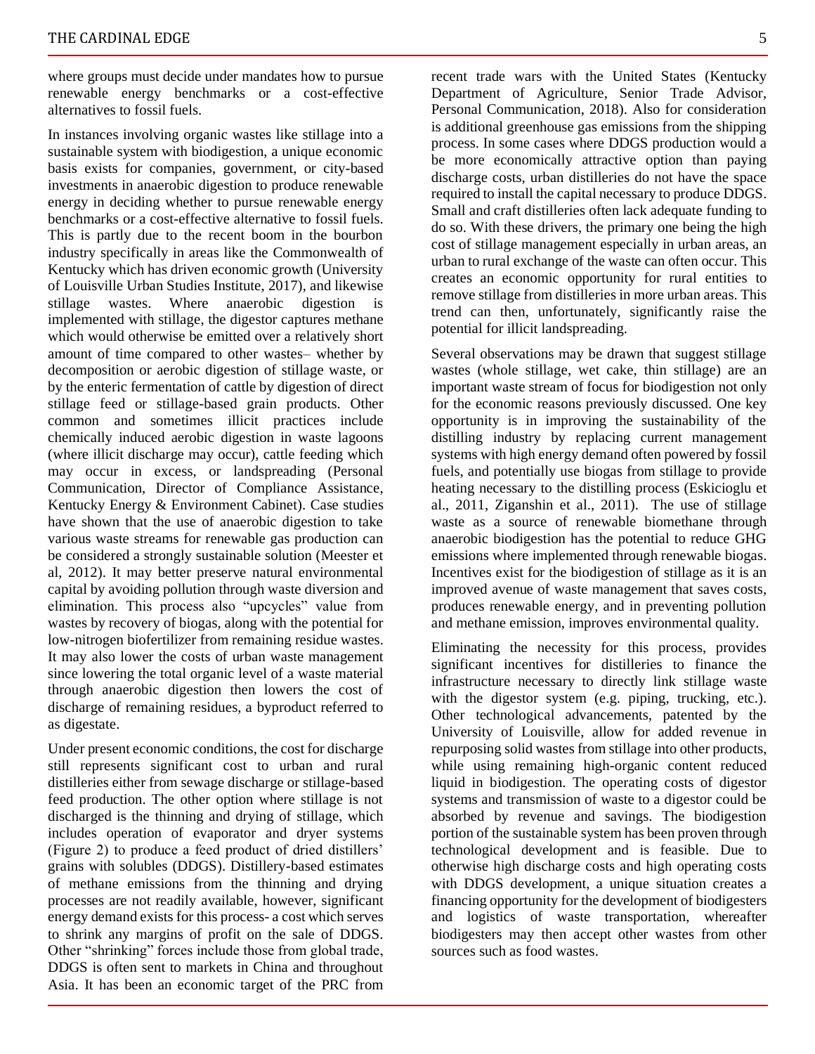where groups must decide under mandates how to pursue renewable energy benchmarks or a cost-effective alternatives to fossil fuels.

In instances involving organic wastes like stillage into a sustainable system with biodigestion, a unique economic basis exists for companies, government, or city-based investments in anaerobic digestion to produce renewable energy in deciding whether to pursue renewable energy benchmarks or a cost-effective alternative to fossil fuels. This is partly due to the recent boom in the bourbon industry specifically in areas like the Commonwealth of Kentucky which has driven economic growth (University of Louisville Urban Studies Institute, 2017), and likewise stillage wastes. Where anaerobic digestion is implemented with stillage, the digestor captures methane which would otherwise be emitted over a relatively short amount of time compared to other wastes– whether by decomposition or aerobic digestion of stillage waste, or by the enteric fermentation of cattle by digestion of direct stillage feed or stillage-based grain products. Other common and sometimes illicit practices include chemically induced aerobic digestion in waste lagoons (where illicit discharge may occur), cattle feeding which may occur in excess, or landspreading (Personal Communication, Director of Compliance Assistance, Kentucky Energy & Environment Cabinet). Case studies have shown that the use of anaerobic digestion to take various waste streams for renewable gas production can be considered a strongly sustainable solution (Meester et al, 2012). It may better preserve natural environmental capital by avoiding pollution through waste diversion and elimination. This process also "upcycles" value from wastes by recovery of biogas, along with the potential for low-nitrogen biofertilizer from remaining residue wastes. It may also lower the costs of urban waste management since lowering the total organic level of a waste material through anaerobic digestion then lowers the cost of discharge of remaining residues, a byproduct referred to as digestate.

Under present economic conditions, the cost for discharge still represents significant cost to urban and rural distilleries either from sewage discharge or stillage-based feed production. The other option where stillage is not discharged is the thinning and drying of stillage, which includes operation of evaporator and dryer systems (Figure 2) to produce a feed product of dried distillers' grains with solubles (DDGS). Distillery-based estimates of methane emissions from the thinning and drying processes are not readily available, however, significant energy demand exists for this process- a cost which serves to shrink any margins of profit on the sale of DDGS. Other "shrinking" forces include those from global trade, DDGS is often sent to markets in China and throughout Asia. It has been an economic target of the PRC from recent trade wars with the United States (Kentucky Department of Agriculture, Senior Trade Advisor, Personal Communication, 2018). Also for consideration is additional greenhouse gas emissions from the shipping process. In some cases where DDGS production would a be more economically attractive option than paying discharge costs, urban distilleries do not have the space required to install the capital necessary to produce DDGS. Small and craft distilleries often lack adequate funding to do so. With these drivers, the primary one being the high cost of stillage management especially in urban areas, an urban to rural exchange of the waste can often occur. This creates an economic opportunity for rural entities to remove stillage from distilleries in more urban areas. This trend can then, unfortunately, significantly raise the potential for illicit landspreading.

Several observations may be drawn that suggest stillage wastes (whole stillage, wet cake, thin stillage) are an important waste stream of focus for biodigestion not only for the economic reasons previously discussed. One key opportunity is in improving the sustainability of the distilling industry by replacing current management systems with high energy demand often powered by fossil fuels, and potentially use biogas from stillage to provide heating necessary to the distilling process (Eskicioglu et al., 2011, Ziganshin et al., 2011). The use of stillage waste as a source of renewable biomethane through anaerobic biodigestion has the potential to reduce GHG emissions where implemented through renewable biogas. Incentives exist for the biodigestion of stillage as it is an improved avenue of waste management that saves costs, produces renewable energy, and in preventing pollution and methane emission, improves environmental quality.

Eliminating the necessity for this process, provides significant incentives for distilleries to finance the infrastructure necessary to directly link stillage waste with the digestor system (e.g. piping, trucking, etc.). Other technological advancements, patented by the University of Louisville, allow for added revenue in repurposing solid wastes from stillage into other products, while using remaining high-organic content reduced liquid in biodigestion. The operating costs of digestor systems and transmission of waste to a digestor could be absorbed by revenue and savings. The biodigestion portion of the sustainable system has been proven through technological development and is feasible. Due to otherwise high discharge costs and high operating costs with DDGS development, a unique situation creates a financing opportunity for the development of biodigesters and logistics of waste transportation, whereafter biodigesters may then accept other wastes from other sources such as food wastes.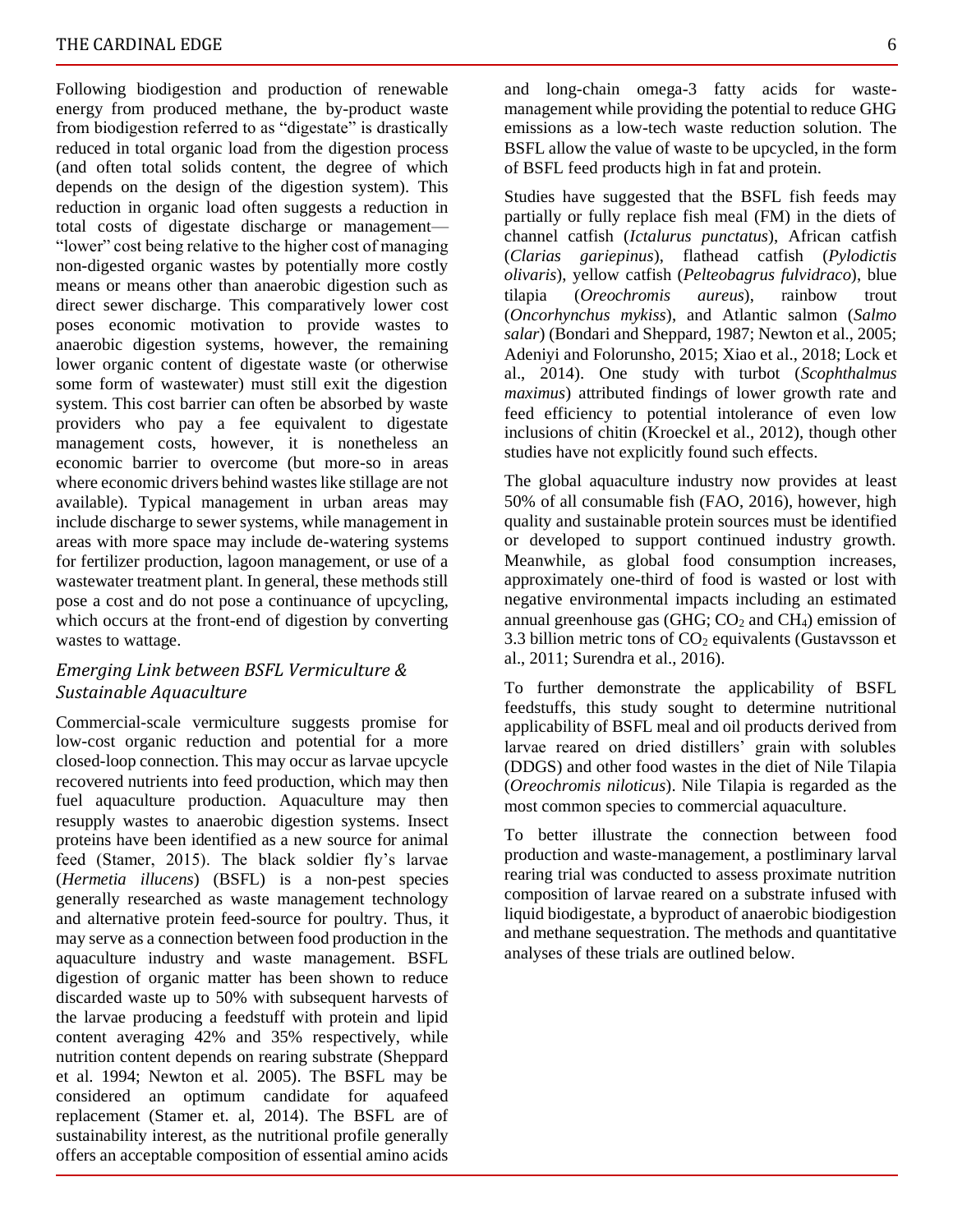Following biodigestion and production of renewable energy from produced methane, the by-product waste from biodigestion referred to as "digestate" is drastically reduced in total organic load from the digestion process (and often total solids content, the degree of which depends on the design of the digestion system). This reduction in organic load often suggests a reduction in total costs of digestate discharge or management—"lower" cost being relative to the higher cost of managing non-digested organic wastes by potentially more costly means or means other than anaerobic digestion such as direct sewer discharge. This comparatively lower cost poses economic motivation to provide wastes to anaerobic digestion systems, however, the remaining lower organic content of digestate waste (or otherwise some form of wastewater) must still exit the digestion system. This cost barrier can often be absorbed by waste providers who pay a fee equivalent to digestate management costs, however, it is nonetheless an economic barrier to overcome (but more-so in areas where economic drivers behind wastes like stillage are not available). Typical management in urban areas may include discharge to sewer systems, while management in areas with more space may include de-watering systems for fertilizer production, lagoon management, or use of a wastewater treatment plant. In general, these methods still pose a cost and do not pose a continuance of upcycling, which occurs at the front-end of digestion by converting wastes to wattage.

### *Emerging Link between BSFL Vermiculture & Sustainable Aquaculture*

Commercial-scale vermiculture suggests promise for low-cost organic reduction and potential for a more closed-loop connection. This may occur as larvae upcycle recovered nutrients into feed production, which may then fuel aquaculture production. Aquaculture may then resupply wastes to anaerobic digestion systems. Insect proteins have been identified as a new source for animal feed (Stamer, 2015). The black soldier fly's larvae (*Hermetia illucens*) (BSFL) is a non-pest species generally researched as waste management technology and alternative protein feed-source for poultry. Thus, it may serve as a connection between food production in the aquaculture industry and waste management. BSFL digestion of organic matter has been shown to reduce discarded waste up to 50% with subsequent harvests of the larvae producing a feedstuff with protein and lipid content averaging 42% and 35% respectively, while nutrition content depends on rearing substrate (Sheppard et al. 1994; Newton et al. 2005). The BSFL may be considered an optimum candidate for aquafeed replacement (Stamer et. al, 2014). The BSFL are of sustainability interest, as the nutritional profile generally offers an acceptable composition of essential amino acids and long-chain omega-3 fatty acids for waste-management while providing the potential to reduce GHG emissions as a low-tech waste reduction solution. The BSFL allow the value of waste to be upcycled, in the form of BSFL feed products high in fat and protein.

Studies have suggested that the BSFL fish feeds may partially or fully replace fish meal (FM) in the diets of channel catfish (*Ictalurus punctatus*), African catfish (*Clarias gariepinus*), flathead catfish (*Pylodictis olivaris*), yellow catfish (*Pelteobagrus fulvidraco*), blue tilapia (*Oreochromis aureus*), rainbow trout (*Oncorhynchus mykiss*), and Atlantic salmon (*Salmo salar*) (Bondari and Sheppard, 1987; Newton et al., 2005; Adeniyi and Folorunsho, 2015; Xiao et al., 2018; Lock et al., 2014). One study with turbot (*Scophthalmus maximus*) attributed findings of lower growth rate and feed efficiency to potential intolerance of even low inclusions of chitin (Kroeckel et al., 2012), though other studies have not explicitly found such effects.

The global aquaculture industry now provides at least 50% of all consumable fish (FAO, 2016), however, high quality and sustainable protein sources must be identified or developed to support continued industry growth. Meanwhile, as global food consumption increases, approximately one-third of food is wasted or lost with negative environmental impacts including an estimated annual greenhouse gas (GHG; $CO_2$ and $CH_4$) emission of 3.3 billion metric tons of $CO_2$ equivalents (Gustavsson et al., 2011; Surendra et al., 2016).

To further demonstrate the applicability of BSFL feedstuffs, this study sought to determine nutritional applicability of BSFL meal and oil products derived from larvae reared on dried distillers' grain with solubles (DDGS) and other food wastes in the diet of Nile Tilapia (*Oreochromis niloticus*). Nile Tilapia is regarded as the most common species to commercial aquaculture.

To better illustrate the connection between food production and waste-management, a postliminary larval rearing trial was conducted to assess proximate nutrition composition of larvae reared on a substrate infused with liquid biodigestate, a byproduct of anaerobic biodigestion and methane sequestration. The methods and quantitative analyses of these trials are outlined below.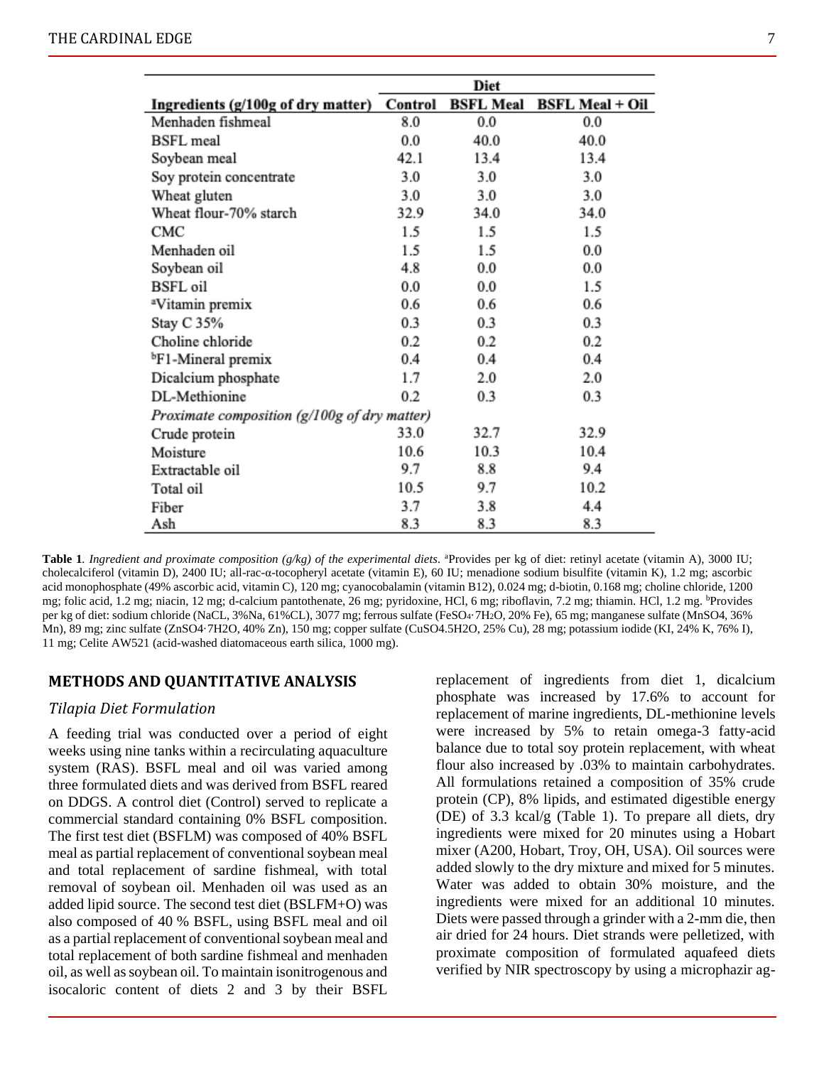| Ingredients (g/100g of dry matter) | Diet | | |
|---|---|---|---|
| | Control | BSFL Meal | BSFL Meal + Oil |
| Menhaden fishmeal | 8.0 | 0.0 | 0.0 |
| BSFL meal | 0.0 | 40.0 | 40.0 |
| Soybean meal | 42.1 | 13.4 | 13.4 |
| Soy protein concentrate | 3.0 | 3.0 | 3.0 |
| Wheat gluten | 3.0 | 3.0 | 3.0 |
| Wheat flour-70% starch | 32.9 | 34.0 | 34.0 |
| CMC | 1.5 | 1.5 | 1.5 |
| Menhaden oil | 1.5 | 1.5 | 0.0 |
| Soybean oil | 4.8 | 0.0 | 0.0 |
| BSFL oil | 0.0 | 0.0 | 1.5 |
| [a]Vitamin premix | 0.6 | 0.6 | 0.6 |
| Stay C 35% | 0.3 | 0.3 | 0.3 |
| Choline chloride | 0.2 | 0.2 | 0.2 |
| [b]F1-Mineral premix | 0.4 | 0.4 | 0.4 |
| Dicalcium phosphate | 1.7 | 2.0 | 2.0 |
| DL-Methionine | 0.2 | 0.3 | 0.3 |
| *Proximate composition (g/100g of dry matter)* | | | |
| Crude protein | 33.0 | 32.7 | 32.9 |
| Moisture | 10.6 | 10.3 | 10.4 |
| Extractable oil | 9.7 | 8.8 | 9.4 |
| Total oil | 10.5 | 9.7 | 10.2 |
| Fiber | 3.7 | 3.8 | 4.4 |
| Ash | 8.3 | 8.3 | 8.3 |

**Table 1**. *Ingredient and proximate composition (g/kg) of the experimental diets*. [a]Provides per kg of diet: retinyl acetate (vitamin A), 3000 IU; cholecalciferol (vitamin D), 2400 IU; all-rac-α-tocopheryl acetate (vitamin E), 60 IU; menadione sodium bisulfite (vitamin K), 1.2 mg; ascorbic acid monophosphate (49% ascorbic acid, vitamin C), 120 mg; cyanocobalamin (vitamin B12), 0.024 mg; d-biotin, 0.168 mg; choline chloride, 1200 mg; folic acid, 1.2 mg; niacin, 12 mg; d-calcium pantothenate, 26 mg; pyridoxine, HCl, 6 mg; riboflavin, 7.2 mg; thiamin. HCl, 1.2 mg. [b]Provides per kg of diet: sodium chloride (NaCL, 3%Na, 61%CL), 3077 mg; ferrous sulfate ($FeSO_4 \cdot 7H_2O$, 20% Fe), 65 mg; manganese sulfate ($MnSO_4$, 36% Mn), 89 mg; zinc sulfate ($ZnSO_4 \cdot 7H_2O$, 40% Zn), 150 mg; copper sulfate ($CuSO_4 \cdot 5H_2O$, 25% Cu), 28 mg; potassium iodide (KI, 24% K, 76% I), 11 mg; Celite AW521 (acid-washed diatomaceous earth silica, 1000 mg).

## METHODS AND QUANTITATIVE ANALYSIS

### *Tilapia Diet Formulation*

A feeding trial was conducted over a period of eight weeks using nine tanks within a recirculating aquaculture system (RAS). BSFL meal and oil was varied among three formulated diets and was derived from BSFL reared on DDGS. A control diet (Control) served to replicate a commercial standard containing 0% BSFL composition. The first test diet (BSFLM) was composed of 40% BSFL meal as partial replacement of conventional soybean meal and total replacement of sardine fishmeal, with total removal of soybean oil. Menhaden oil was used as an added lipid source. The second test diet (BSLFM+O) was also composed of 40 % BSFL, using BSFL meal and oil as a partial replacement of conventional soybean meal and total replacement of both sardine fishmeal and menhaden oil, as well as soybean oil. To maintain isonitrogenous and isocaloric content of diets 2 and 3 by their BSFL replacement of ingredients from diet 1, dicalcium phosphate was increased by 17.6% to account for replacement of marine ingredients, DL-methionine levels were increased by 5% to retain omega-3 fatty-acid balance due to total soy protein replacement, with wheat flour also increased by .03% to maintain carbohydrates. All formulations retained a composition of 35% crude protein (CP), 8% lipids, and estimated digestible energy (DE) of 3.3 kcal/g (Table 1). To prepare all diets, dry ingredients were mixed for 20 minutes using a Hobart mixer (A200, Hobart, Troy, OH, USA). Oil sources were added slowly to the dry mixture and mixed for 5 minutes. Water was added to obtain 30% moisture, and the ingredients were mixed for an additional 10 minutes. Diets were passed through a grinder with a 2-mm die, then air dried for 24 hours. Diet strands were pelletized, with proximate composition of formulated aquafeed diets verified by NIR spectroscopy by using a microphazir ag-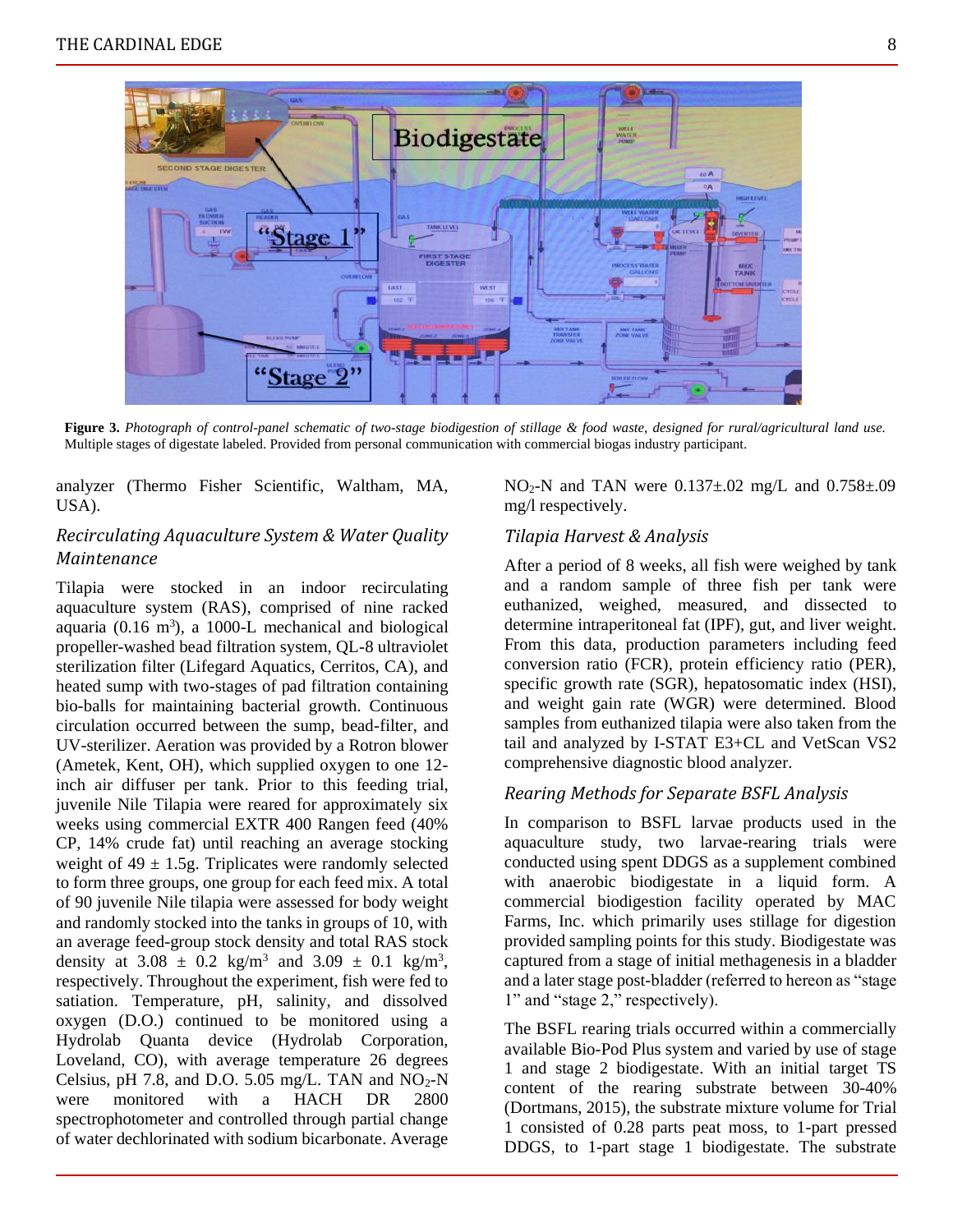**Figure 3.** *Photograph of control-panel schematic of two-stage biodigestion of stillage & food waste, designed for rural/agricultural land use.* Multiple stages of digestate labeled. Provided from personal communication with commercial biogas industry participant.

analyzer (Thermo Fisher Scientific, Waltham, MA, USA).

### *Recirculating Aquaculture System & Water Quality Maintenance*

Tilapia were stocked in an indoor recirculating aquaculture system (RAS), comprised of nine racked aquaria (0.16 $m^3$), a 1000-L mechanical and biological propeller-washed bead filtration system, QL-8 ultraviolet sterilization filter (Lifegard Aquatics, Cerritos, CA), and heated sump with two-stages of pad filtration containing bio-balls for maintaining bacterial growth. Continuous circulation occurred between the sump, bead-filter, and UV-sterilizer. Aeration was provided by a Rotron blower (Ametek, Kent, OH), which supplied oxygen to one 12-inch air diffuser per tank. Prior to this feeding trial, juvenile Nile Tilapia were reared for approximately six weeks using commercial EXTR 400 Rangen feed (40% CP, 14% crude fat) until reaching an average stocking weight of 49 ± 1.5g. Triplicates were randomly selected to form three groups, one group for each feed mix. A total of 90 juvenile Nile tilapia were assessed for body weight and randomly stocked into the tanks in groups of 10, with an average feed-group stock density and total RAS stock density at 3.08 ± 0.2 $kg/m^3$ and 3.09 ± 0.1 $kg/m^3$, respectively. Throughout the experiment, fish were fed to satiation. Temperature, pH, salinity, and dissolved oxygen (D.O.) continued to be monitored using a Hydrolab Quanta device (Hydrolab Corporation, Loveland, CO), with average temperature 26 degrees Celsius, pH 7.8, and D.O. 5.05 mg/L. TAN and $NO_2$-N were monitored with a HACH DR 2800 spectrophotometer and controlled through partial change of water dechlorinated with sodium bicarbonate. Average $NO_2$-N and TAN were 0.137±.02 mg/L and 0.758±.09 mg/l respectively.

### *Tilapia Harvest & Analysis*

After a period of 8 weeks, all fish were weighed by tank and a random sample of three fish per tank were euthanized, weighed, measured, and dissected to determine intraperitoneal fat (IPF), gut, and liver weight. From this data, production parameters including feed conversion ratio (FCR), protein efficiency ratio (PER), specific growth rate (SGR), hepatosomatic index (HSI), and weight gain rate (WGR) were determined. Blood samples from euthanized tilapia were also taken from the tail and analyzed by I-STAT E3+CL and VetScan VS2 comprehensive diagnostic blood analyzer.

### *Rearing Methods for Separate BSFL Analysis*

In comparison to BSFL larvae products used in the aquaculture study, two larvae-rearing trials were conducted using spent DDGS as a supplement combined with anaerobic biodigestate in a liquid form. A commercial biodigestion facility operated by MAC Farms, Inc. which primarily uses stillage for digestion provided sampling points for this study. Biodigestate was captured from a stage of initial methagenesis in a bladder and a later stage post-bladder (referred to hereon as "stage 1" and "stage 2," respectively).

The BSFL rearing trials occurred within a commercially available Bio-Pod Plus system and varied by use of stage 1 and stage 2 biodigestate. With an initial target TS content of the rearing substrate between 30-40% (Dortmans, 2015), the substrate mixture volume for Trial 1 consisted of 0.28 parts peat moss, to 1-part pressed DDGS, to 1-part stage 1 biodigestate. The substrate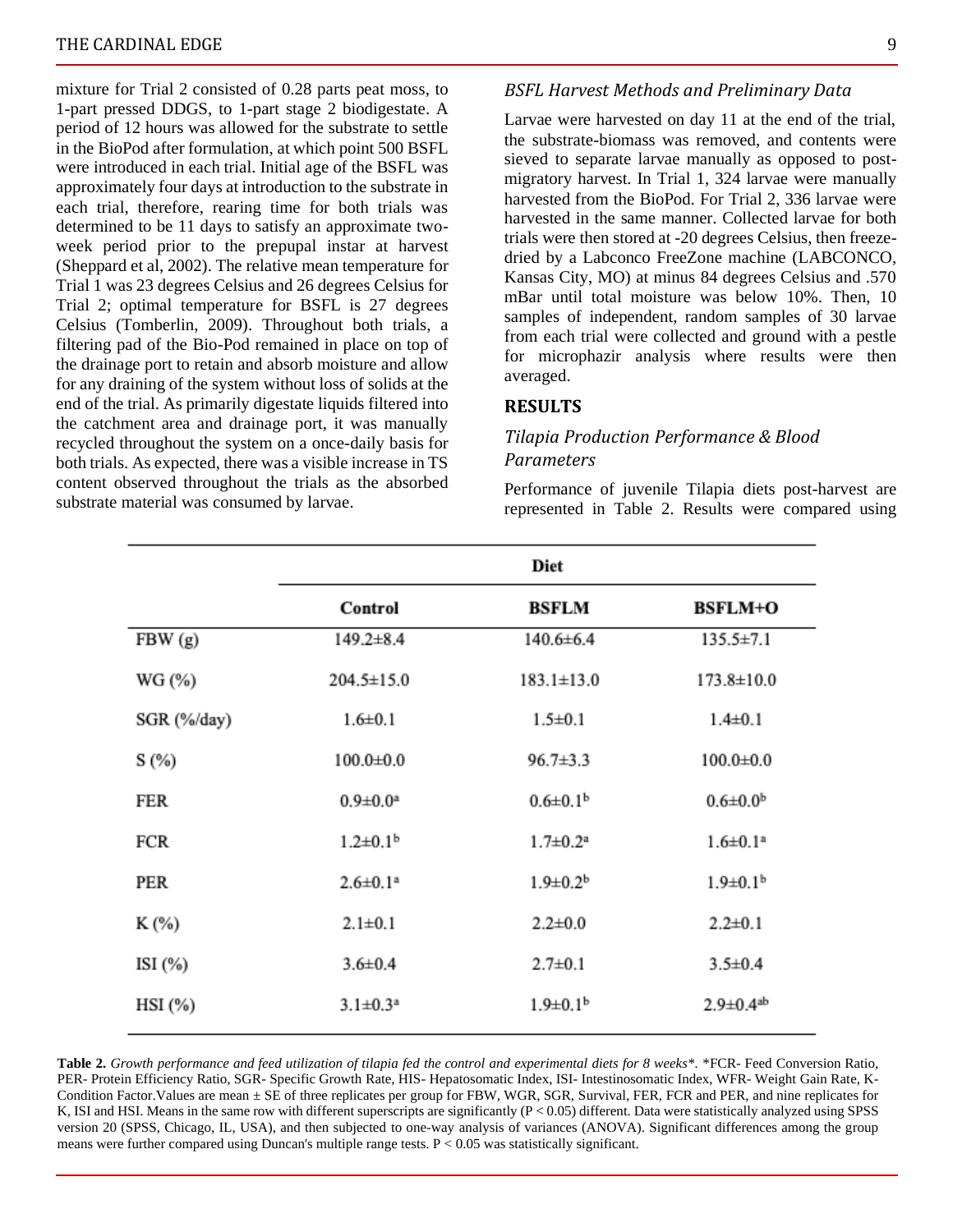mixture for Trial 2 consisted of 0.28 parts peat moss, to 1-part pressed DDGS, to 1-part stage 2 biodigestate. A period of 12 hours was allowed for the substrate to settle in the BioPod after formulation, at which point 500 BSFL were introduced in each trial. Initial age of the BSFL was approximately four days at introduction to the substrate in each trial, therefore, rearing time for both trials was determined to be 11 days to satisfy an approximate two-week period prior to the prepupal instar at harvest (Sheppard et al, 2002). The relative mean temperature for Trial 1 was 23 degrees Celsius and 26 degrees Celsius for Trial 2; optimal temperature for BSFL is 27 degrees Celsius (Tomberlin, 2009). Throughout both trials, a filtering pad of the Bio-Pod remained in place on top of the drainage port to retain and absorb moisture and allow for any draining of the system without loss of solids at the end of the trial. As primarily digestate liquids filtered into the catchment area and drainage port, it was manually recycled throughout the system on a once-daily basis for both trials. As expected, there was a visible increase in TS content observed throughout the trials as the absorbed substrate material was consumed by larvae.

### *BSFL Harvest Methods and Preliminary Data*

Larvae were harvested on day 11 at the end of the trial, the substrate-biomass was removed, and contents were sieved to separate larvae manually as opposed to post-migratory harvest. In Trial 1, 324 larvae were manually harvested from the BioPod. For Trial 2, 336 larvae were harvested in the same manner. Collected larvae for both trials were then stored at -20 degrees Celsius, then freeze-dried by a Labconco FreeZone machine (LABCONCO, Kansas City, MO) at minus 84 degrees Celsius and .570 mBar until total moisture was below 10%. Then, 10 samples of independent, random samples of 30 larvae from each trial were collected and ground with a pestle for microphazir analysis where results were then averaged.

## RESULTS

### *Tilapia Production Performance & Blood Parameters*

Performance of juvenile Tilapia diets post-harvest are represented in Table 2. Results were compared using

| | Diet | | |
|---|---|---|---|
| | Control | BSFLM | BSFLM+O |
| FBW (g) | 149.2±8.4 | 140.6±6.4 | 135.5±7.1 |
| WG (%) | 204.5±15.0 | 183.1±13.0 | 173.8±10.0 |
| SGR (%/day) | 1.6±0.1 | 1.5±0.1 | 1.4±0.1 |
| S (%) | 100.0±0.0 | 96.7±3.3 | 100.0±0.0 |
| FER | 0.9±0.0$^{a}$ | 0.6±0.1$^{b}$ | 0.6±0.0$^{b}$ |
| FCR | 1.2±0.1$^{b}$ | 1.7±0.2$^{a}$ | 1.6±0.1$^{a}$ |
| PER | 2.6±0.1$^{a}$ | 1.9±0.2$^{b}$ | 1.9±0.1$^{b}$ |
| K (%) | 2.1±0.1 | 2.2±0.0 | 2.2±0.1 |
| ISI (%) | 3.6±0.4 | 2.7±0.1 | 3.5±0.4 |
| HSI (%) | 3.1±0.3$^{a}$ | 1.9±0.1$^{b}$ | 2.9±0.4$^{ab}$ |

**Table 2.** *Growth performance and feed utilization of tilapia fed the control and experimental diets for 8 weeks\*.* \*FCR- Feed Conversion Ratio, PER- Protein Efficiency Ratio, SGR- Specific Growth Rate, HIS- Hepatosomatic Index, ISI- Intestinosomatic Index, WFR- Weight Gain Rate, K- Condition Factor.Values are mean ± SE of three replicates per group for FBW, WGR, SGR, Survival, FER, FCR and PER, and nine replicates for K, ISI and HSI. Means in the same row with different superscripts are significantly ($P < 0.05$) different. Data were statistically analyzed using SPSS version 20 (SPSS, Chicago, IL, USA), and then subjected to one-way analysis of variances (ANOVA). Significant differences among the group means were further compared using Duncan's multiple range tests. $P < 0.05$ was statistically significant.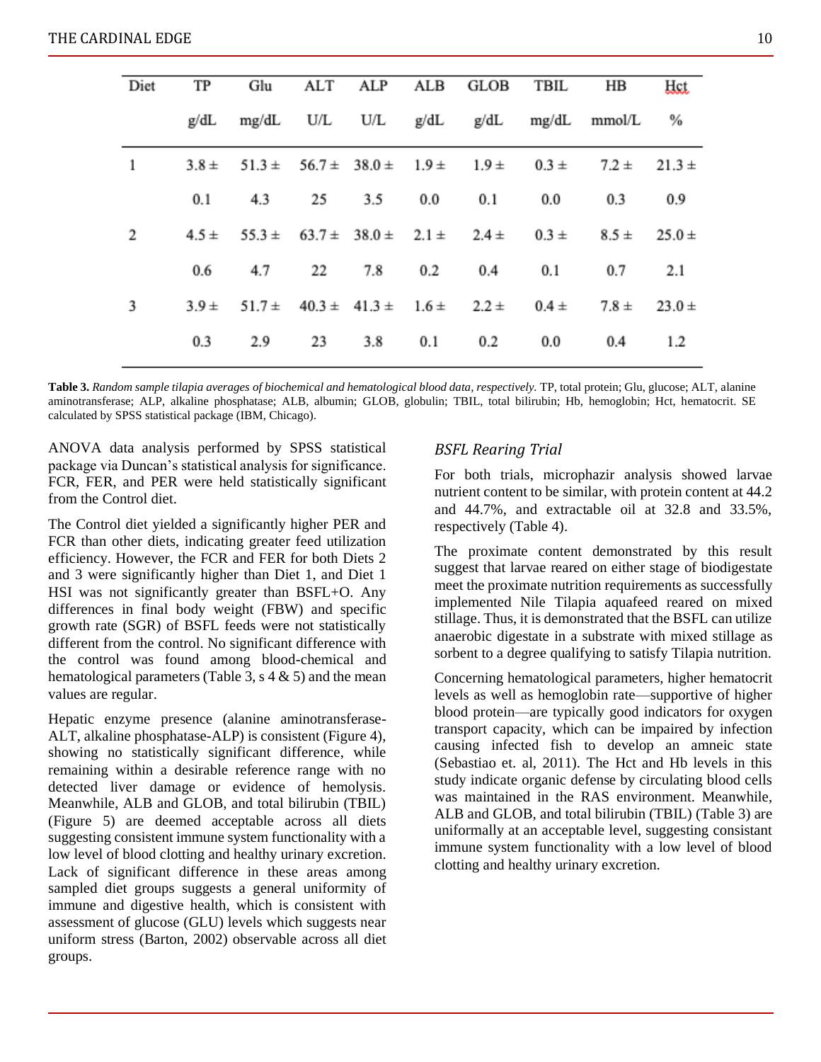| Diet | TP g/dL | Glu mg/dL | ALT U/L | ALP U/L | ALB g/dL | GLOB g/dL | TBIL mg/dL | HB mmol/L | Hct % |
|---|---|---|---|---|---|---|---|---|---|
| 1 | 3.8 ± 0.1 | 51.3 ± 4.3 | 56.7 ± 25 | 38.0 ± 3.5 | 1.9 ± 0.0 | 1.9 ± 0.1 | 0.3 ± 0.0 | 7.2 ± 0.3 | 21.3 ± 0.9 |
| 2 | 4.5 ± 0.6 | 55.3 ± 4.7 | 63.7 ± 22 | 38.0 ± 7.8 | 2.1 ± 0.2 | 2.4 ± 0.4 | 0.3 ± 0.1 | 8.5 ± 0.7 | 25.0 ± 2.1 |
| 3 | 3.9 ± 0.3 | 51.7 ± 2.9 | 40.3 ± 23 | 41.3 ± 3.8 | 1.6 ± 0.1 | 2.2 ± 0.2 | 0.4 ± 0.0 | 7.8 ± 0.4 | 23.0 ± 1.2 |

**Table 3.** *Random sample tilapia averages of biochemical and hematological blood data, respectively.* TP, total protein; Glu, glucose; ALT, alanine aminotransferase; ALP, alkaline phosphatase; ALB, albumin; GLOB, globulin; TBIL, total bilirubin; Hb, hemoglobin; Hct, hematocrit. SE calculated by SPSS statistical package (IBM, Chicago).

ANOVA data analysis performed by SPSS statistical package via Duncan's statistical analysis for significance. FCR, FER, and PER were held statistically significant from the Control diet.

The Control diet yielded a significantly higher PER and FCR than other diets, indicating greater feed utilization efficiency. However, the FCR and FER for both Diets 2 and 3 were significantly higher than Diet 1, and Diet 1 HSI was not significantly greater than BSFL+O. Any differences in final body weight (FBW) and specific growth rate (SGR) of BSFL feeds were not statistically different from the control. No significant difference with the control was found among blood-chemical and hematological parameters (Table 3, s 4 & 5) and the mean values are regular.

Hepatic enzyme presence (alanine aminotransferase-ALT, alkaline phosphatase-ALP) is consistent (Figure 4), showing no statistically significant difference, while remaining within a desirable reference range with no detected liver damage or evidence of hemolysis. Meanwhile, ALB and GLOB, and total bilirubin (TBIL) (Figure 5) are deemed acceptable across all diets suggesting consistent immune system functionality with a low level of blood clotting and healthy urinary excretion. Lack of significant difference in these areas among sampled diet groups suggests a general uniformity of immune and digestive health, which is consistent with assessment of glucose (GLU) levels which suggests near uniform stress (Barton, 2002) observable across all diet groups.

### *BSFL Rearing Trial*

For both trials, microphazir analysis showed larvae nutrient content to be similar, with protein content at 44.2 and 44.7%, and extractable oil at 32.8 and 33.5%, respectively (Table 4).

The proximate content demonstrated by this result suggest that larvae reared on either stage of biodigestate meet the proximate nutrition requirements as successfully implemented Nile Tilapia aquafeed reared on mixed stillage. Thus, it is demonstrated that the BSFL can utilize anaerobic digestate in a substrate with mixed stillage as sorbent to a degree qualifying to satisfy Tilapia nutrition.

Concerning hematological parameters, higher hematocrit levels as well as hemoglobin rate—supportive of higher blood protein—are typically good indicators for oxygen transport capacity, which can be impaired by infection causing infected fish to develop an amneic state (Sebastiao et. al, 2011). The Hct and Hb levels in this study indicate organic defense by circulating blood cells was maintained in the RAS environment. Meanwhile, ALB and GLOB, and total bilirubin (TBIL) (Table 3) are uniformally at an acceptable level, suggesting consistant immune system functionality with a low level of blood clotting and healthy urinary excretion.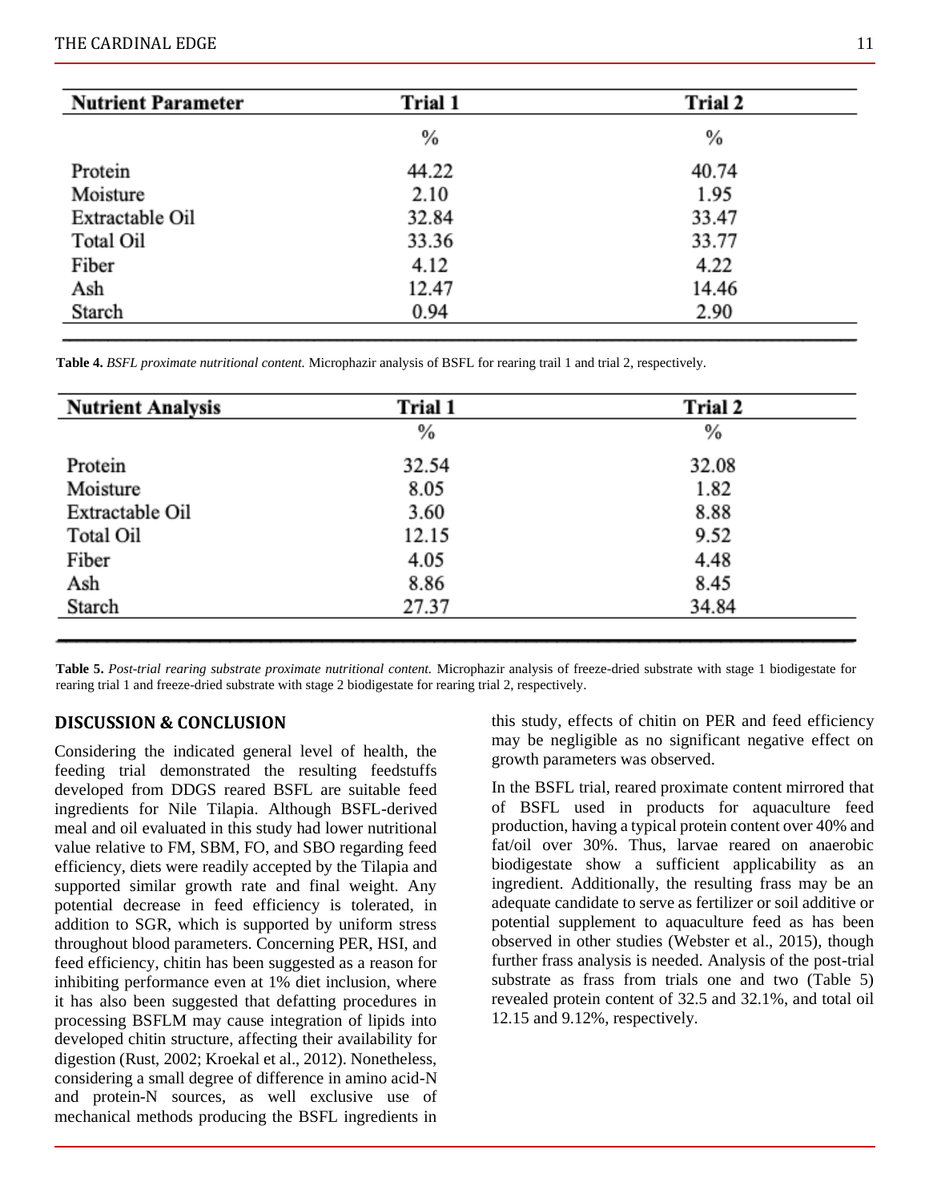| Nutrient Parameter | Trial 1 | Trial 2 |
| --- | --- | --- |
| | % | % |
| Protein | 44.22 | 40.74 |
| Moisture | 2.10 | 1.95 |
| Extractable Oil | 32.84 | 33.47 |
| Total Oil | 33.36 | 33.77 |
| Fiber | 4.12 | 4.22 |
| Ash | 12.47 | 14.46 |
| Starch | 0.94 | 2.90 |

**Table 4.** *BSFL proximate nutritional content.* Microphazir analysis of BSFL for rearing trail 1 and trial 2, respectively.

| Nutrient Analysis | Trial 1 | Trial 2 |
| --- | --- | --- |
| | % | % |
| Protein | 32.54 | 32.08 |
| Moisture | 8.05 | 1.82 |
| Extractable Oil | 3.60 | 8.88 |
| Total Oil | 12.15 | 9.52 |
| Fiber | 4.05 | 4.48 |
| Ash | 8.86 | 8.45 |
| Starch | 27.37 | 34.84 |

**Table 5.** *Post-trial rearing substrate proximate nutritional content.* Microphazir analysis of freeze-dried substrate with stage 1 biodigestate for rearing trial 1 and freeze-dried substrate with stage 2 biodigestate for rearing trial 2, respectively.

## DISCUSSION & CONCLUSION

Considering the indicated general level of health, the feeding trial demonstrated the resulting feedstuffs developed from DDGS reared BSFL are suitable feed ingredients for Nile Tilapia. Although BSFL-derived meal and oil evaluated in this study had lower nutritional value relative to FM, SBM, FO, and SBO regarding feed efficiency, diets were readily accepted by the Tilapia and supported similar growth rate and final weight. Any potential decrease in feed efficiency is tolerated, in addition to SGR, which is supported by uniform stress throughout blood parameters. Concerning PER, HSI, and feed efficiency, chitin has been suggested as a reason for inhibiting performance even at 1% diet inclusion, where it has also been suggested that defatting procedures in processing BSFLM may cause integration of lipids into developed chitin structure, affecting their availability for digestion (Rust, 2002; Kroekal et al., 2012). Nonetheless, considering a small degree of difference in amino acid-N and protein-N sources, as well exclusive use of mechanical methods producing the BSFL ingredients in this study, effects of chitin on PER and feed efficiency may be negligible as no significant negative effect on growth parameters was observed.

In the BSFL trial, reared proximate content mirrored that of BSFL used in products for aquaculture feed production, having a typical protein content over 40% and fat/oil over 30%. Thus, larvae reared on anaerobic biodigestate show a sufficient applicability as an ingredient. Additionally, the resulting frass may be an adequate candidate to serve as fertilizer or soil additive or potential supplement to aquaculture feed as has been observed in other studies (Webster et al., 2015), though further frass analysis is needed. Analysis of the post-trial substrate as frass from trials one and two (Table 5) revealed protein content of 32.5 and 32.1%, and total oil 12.15 and 9.12%, respectively.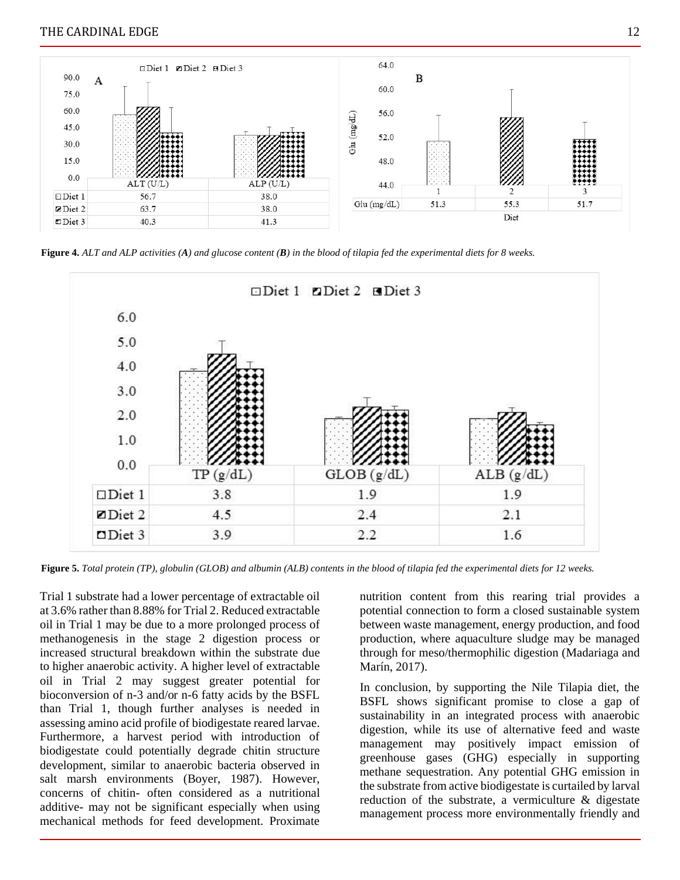| | ALT (U/L) | ALP (U/L) |
|---|---|---|
| Diet 1 | 56.7 | 38.0 |
| Diet 2 | 63.7 | 38.0 |
| Diet 3 | 40.3 | 41.3 |

| Diet | 1 | 2 | 3 |
|---|---|---|---|
| Glu (mg/dL) | 51.3 | 55.3 | 51.7 |

**Figure 4.** *ALT and ALP activities (**A**) and glucose content (**B**) in the blood of tilapia fed the experimental diets for 8 weeks.*

| | TP (g/dL) | GLOB (g/dL) | ALB (g/dL) |
|---|---|---|---|
| Diet 1 | 3.8 | 1.9 | 1.9 |
| Diet 2 | 4.5 | 2.4 | 2.1 |
| Diet 3 | 3.9 | 2.2 | 1.6 |

**Figure 5.** *Total protein (TP), globulin (GLOB) and albumin (ALB) contents in the blood of tilapia fed the experimental diets for 12 weeks.*

Trial 1 substrate had a lower percentage of extractable oil at 3.6% rather than 8.88% for Trial 2. Reduced extractable oil in Trial 1 may be due to a more prolonged process of methanogenesis in the stage 2 digestion process or increased structural breakdown within the substrate due to higher anaerobic activity. A higher level of extractable oil in Trial 2 may suggest greater potential for bioconversion of n-3 and/or n-6 fatty acids by the BSFL than Trial 1, though further analyses is needed in assessing amino acid profile of biodigestate reared larvae. Furthermore, a harvest period with introduction of biodigestate could potentially degrade chitin structure development, similar to anaerobic bacteria observed in salt marsh environments (Boyer, 1987). However, concerns of chitin- often considered as a nutritional additive- may not be significant especially when using mechanical methods for feed development. Proximate nutrition content from this rearing trial provides a potential connection to form a closed sustainable system between waste management, energy production, and food production, where aquaculture sludge may be managed through for meso/thermophilic digestion (Madariaga and Marín, 2017).

In conclusion, by supporting the Nile Tilapia diet, the BSFL shows significant promise to close a gap of sustainability in an integrated process with anaerobic digestion, while its use of alternative feed and waste management may positively impact emission of greenhouse gases (GHG) especially in supporting methane sequestration. Any potential GHG emission in the substrate from active biodigestate is curtailed by larval reduction of the substrate, a vermiculture & digestate management process more environmentally friendly and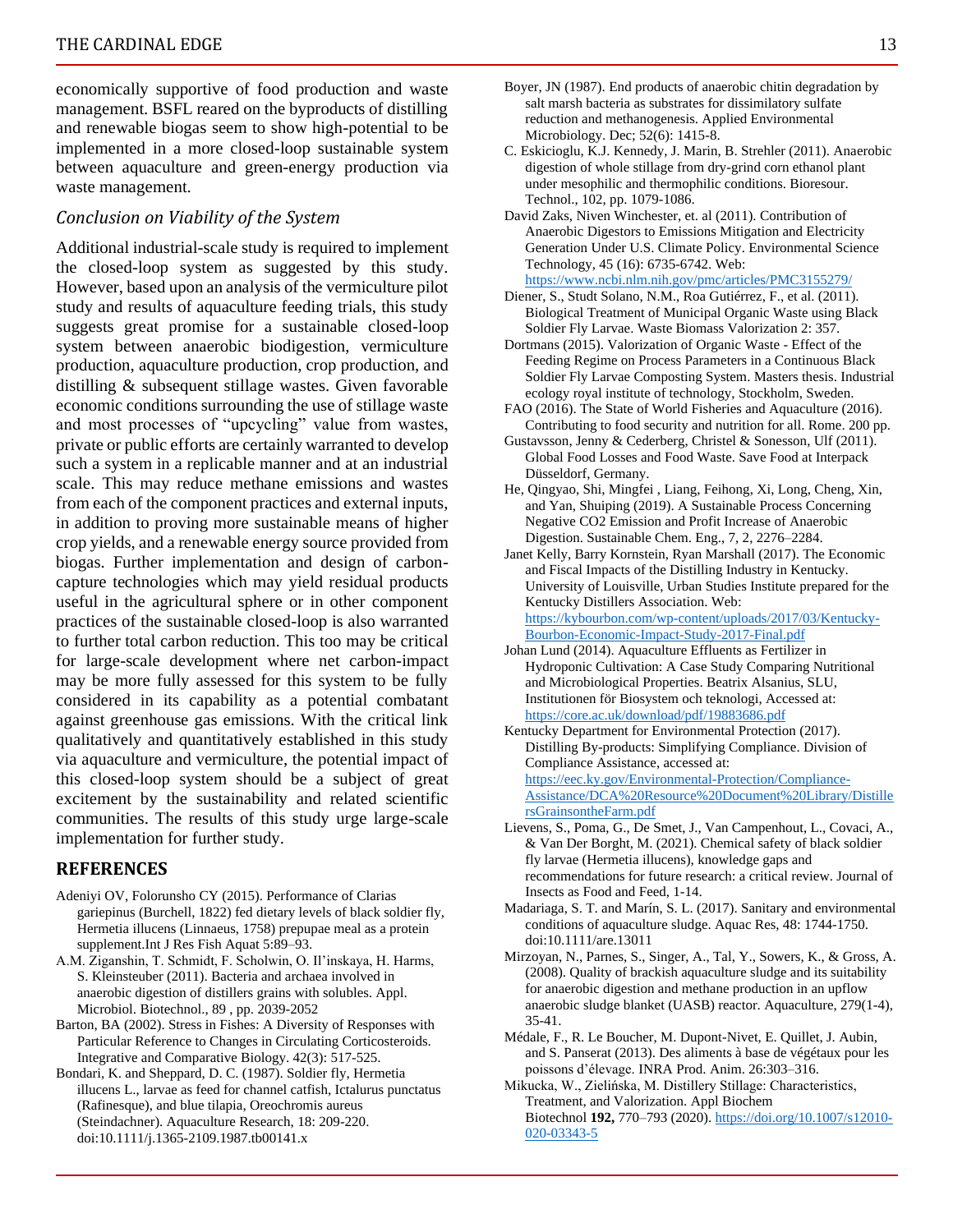economically supportive of food production and waste management. BSFL reared on the byproducts of distilling and renewable biogas seem to show high-potential to be implemented in a more closed-loop sustainable system between aquaculture and green-energy production via waste management.

### *Conclusion on Viability of the System*

Additional industrial-scale study is required to implement the closed-loop system as suggested by this study. However, based upon an analysis of the vermiculture pilot study and results of aquaculture feeding trials, this study suggests great promise for a sustainable closed-loop system between anaerobic biodigestion, vermiculture production, aquaculture production, crop production, and distilling & subsequent stillage wastes. Given favorable economic conditions surrounding the use of stillage waste and most processes of "upcycling" value from wastes, private or public efforts are certainly warranted to develop such a system in a replicable manner and at an industrial scale. This may reduce methane emissions and wastes from each of the component practices and external inputs, in addition to proving more sustainable means of higher crop yields, and a renewable energy source provided from biogas. Further implementation and design of carbon-capture technologies which may yield residual products useful in the agricultural sphere or in other component practices of the sustainable closed-loop is also warranted to further total carbon reduction. This too may be critical for large-scale development where net carbon-impact may be more fully assessed for this system to be fully considered in its capability as a potential combatant against greenhouse gas emissions. With the critical link qualitatively and quantitatively established in this study via aquaculture and vermiculture, the potential impact of this closed-loop system should be a subject of great excitement by the sustainability and related scientific communities. The results of this study urge large-scale implementation for further study.

## REFERENCES

Adeniyi OV, Folorunsho CY (2015). Performance of Clarias gariepinus (Burchell, 1822) fed dietary levels of black soldier fly, Hermetia illucens (Linnaeus, 1758) prepupae meal as a protein supplement.Int J Res Fish Aquat 5:89–93.

A.M. Ziganshin, T. Schmidt, F. Scholwin, O. Il'inskaya, H. Harms, S. Kleinsteuber (2011). Bacteria and archaea involved in anaerobic digestion of distillers grains with solubles. Appl. Microbiol. Biotechnol., 89 , pp. 2039-2052

Barton, BA (2002). Stress in Fishes: A Diversity of Responses with Particular Reference to Changes in Circulating Corticosteroids. Integrative and Comparative Biology. 42(3): 517-525.

Bondari, K. and Sheppard, D. C. (1987). Soldier fly, Hermetia illucens L., larvae as feed for channel catfish, Ictalurus punctatus (Rafinesque), and blue tilapia, Oreochromis aureus (Steindachner). Aquaculture Research, 18: 209-220. doi:10.1111/j.1365-2109.1987.tb00141.x

Boyer, JN (1987). End products of anaerobic chitin degradation by salt marsh bacteria as substrates for dissimilatory sulfate reduction and methanogenesis. Applied Environmental Microbiology. Dec; 52(6): 1415-8.

C. Eskicioglu, K.J. Kennedy, J. Marin, B. Strehler (2011). Anaerobic digestion of whole stillage from dry-grind corn ethanol plant under mesophilic and thermophilic conditions. Bioresour. Technol., 102, pp. 1079-1086.

David Zaks, Niven Winchester, et. al (2011). Contribution of Anaerobic Digestors to Emissions Mitigation and Electricity Generation Under U.S. Climate Policy. Environmental Science Technology, 45 (16): 6735-6742. Web: https://www.ncbi.nlm.nih.gov/pmc/articles/PMC3155279/

Diener, S., Studt Solano, N.M., Roa Gutiérrez, F., et al. (2011). Biological Treatment of Municipal Organic Waste using Black Soldier Fly Larvae. Waste Biomass Valorization 2: 357.

Dortmans (2015). Valorization of Organic Waste - Effect of the Feeding Regime on Process Parameters in a Continuous Black Soldier Fly Larvae Composting System. Masters thesis. Industrial ecology royal institute of technology, Stockholm, Sweden.

FAO (2016). The State of World Fisheries and Aquaculture (2016). Contributing to food security and nutrition for all. Rome. 200 pp.

Gustavsson, Jenny & Cederberg, Christel & Sonesson, Ulf (2011). Global Food Losses and Food Waste. Save Food at Interpack Düsseldorf, Germany.

He, Qingyao, Shi, Mingfei , Liang, Feihong, Xi, Long, Cheng, Xin, and Yan, Shuiping (2019). A Sustainable Process Concerning Negative CO2 Emission and Profit Increase of Anaerobic Digestion. Sustainable Chem. Eng., 7, 2, 2276–2284.

Janet Kelly, Barry Kornstein, Ryan Marshall (2017). The Economic and Fiscal Impacts of the Distilling Industry in Kentucky. University of Louisville, Urban Studies Institute prepared for the Kentucky Distillers Association. Web: https://kybourbon.com/wp-content/uploads/2017/03/Kentucky-Bourbon-Economic-Impact-Study-2017-Final.pdf

Johan Lund (2014). Aquaculture Effluents as Fertilizer in Hydroponic Cultivation: A Case Study Comparing Nutritional and Microbiological Properties. Beatrix Alsanius, SLU, Institutionen för Biosystem och teknologi, Accessed at: https://core.ac.uk/download/pdf/19883686.pdf

Kentucky Department for Environmental Protection (2017). Distilling By-products: Simplifying Compliance. Division of Compliance Assistance, accessed at: https://eec.ky.gov/Environmental-Protection/Compliance-Assistance/DCA%20Resource%20Document%20Library/DistillersGrainsontheFarm.pdf

Lievens, S., Poma, G., De Smet, J., Van Campenhout, L., Covaci, A., & Van Der Borght, M. (2021). Chemical safety of black soldier fly larvae (Hermetia illucens), knowledge gaps and recommendations for future research: a critical review. Journal of Insects as Food and Feed, 1-14.

Madariaga, S. T. and Marín, S. L. (2017). Sanitary and environmental conditions of aquaculture sludge. Aquac Res, 48: 1744-1750. doi:10.1111/are.13011

Mirzoyan, N., Parnes, S., Singer, A., Tal, Y., Sowers, K., & Gross, A. (2008). Quality of brackish aquaculture sludge and its suitability for anaerobic digestion and methane production in an upflow anaerobic sludge blanket (UASB) reactor. Aquaculture, 279(1-4), 35-41.

Médale, F., R. Le Boucher, M. Dupont-Nivet, E. Quillet, J. Aubin, and S. Panserat (2013). Des aliments à base de végétaux pour les poissons d'élevage. INRA Prod. Anim. 26:303–316.

Mikucka, W., Zielińska, M. Distillery Stillage: Characteristics, Treatment, and Valorization. Appl Biochem Biotechnol **192,** 770–793 (2020). https://doi.org/10.1007/s12010-020-03343-5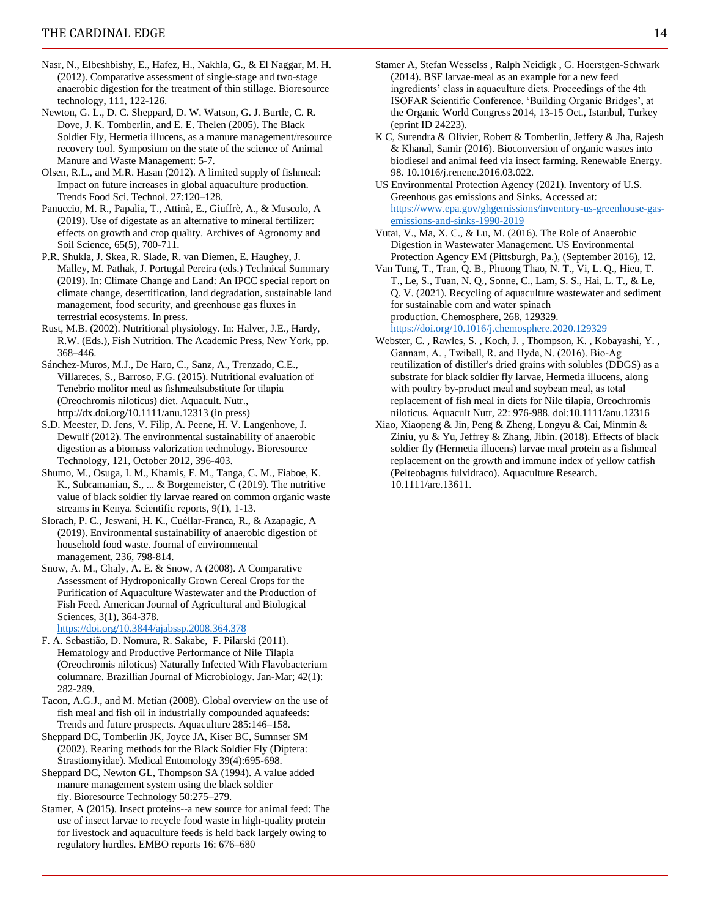Nasr, N., Elbeshbishy, E., Hafez, H., Nakhla, G., & El Naggar, M. H. (2012). Comparative assessment of single-stage and two-stage anaerobic digestion for the treatment of thin stillage. Bioresource technology, 111, 122-126.

Newton, G. L., D. C. Sheppard, D. W. Watson, G. J. Burtle, C. R. Dove, J. K. Tomberlin, and E. E. Thelen (2005). The Black Soldier Fly, Hermetia illucens, as a manure management/resource recovery tool. Symposium on the state of the science of Animal Manure and Waste Management: 5-7.

Olsen, R.L., and M.R. Hasan (2012). A limited supply of fishmeal: Impact on future increases in global aquaculture production. Trends Food Sci. Technol. 27:120–128.

Panuccio, M. R., Papalia, T., Attinà, E., Giuffrè, A., & Muscolo, A (2019). Use of digestate as an alternative to mineral fertilizer: effects on growth and crop quality. Archives of Agronomy and Soil Science, 65(5), 700-711.

P.R. Shukla, J. Skea, R. Slade, R. van Diemen, E. Haughey, J. Malley, M. Pathak, J. Portugal Pereira (eds.) Technical Summary (2019). In: Climate Change and Land: An IPCC special report on climate change, desertification, land degradation, sustainable land management, food security, and greenhouse gas fluxes in terrestrial ecosystems. In press.

Rust, M.B. (2002). Nutritional physiology. In: Halver, J.E., Hardy, R.W. (Eds.), Fish Nutrition. The Academic Press, New York, pp. 368–446.

Sánchez-Muros, M.J., De Haro, C., Sanz, A., Trenzado, C.E., Villareces, S., Barroso, F.G. (2015). Nutritional evaluation of Tenebrio molitor meal as fishmealsubstitute for tilapia (Oreochromis niloticus) diet. Aquacult. Nutr., http://dx.doi.org/10.1111/anu.12313 (in press)

S.D. Meester, D. Jens, V. Filip, A. Peene, H. V. Langenhove, J. Dewulf (2012). The environmental sustainability of anaerobic digestion as a biomass valorization technology. Bioresource Technology, 121, October 2012, 396-403.

Shumo, M., Osuga, I. M., Khamis, F. M., Tanga, C. M., Fiaboe, K. K., Subramanian, S., ... & Borgemeister, C (2019). The nutritive value of black soldier fly larvae reared on common organic waste streams in Kenya. Scientific reports, 9(1), 1-13.

Slorach, P. C., Jeswani, H. K., Cuéllar-Franca, R., & Azapagic, A (2019). Environmental sustainability of anaerobic digestion of household food waste. Journal of environmental management, 236, 798-814.

Snow, A. M., Ghaly, A. E. & Snow, A (2008). A Comparative Assessment of Hydroponically Grown Cereal Crops for the Purification of Aquaculture Wastewater and the Production of Fish Feed. American Journal of Agricultural and Biological Sciences, 3(1), 364-378. https://doi.org/10.3844/ajabssp.2008.364.378

F. A. Sebastião, D. Nomura, R. Sakabe, F. Pilarski (2011). Hematology and Productive Performance of Nile Tilapia (Oreochromis niloticus) Naturally Infected With Flavobacterium columnare. Brazillian Journal of Microbiology. Jan-Mar; 42(1): 282-289.

Tacon, A.G.J., and M. Metian (2008). Global overview on the use of fish meal and fish oil in industrially compounded aquafeeds: Trends and future prospects. Aquaculture 285:146–158.

Sheppard DC, Tomberlin JK, Joyce JA, Kiser BC, Sumnser SM (2002). Rearing methods for the Black Soldier Fly (Diptera: Strastiomyidae). Medical Entomology 39(4):695-698.

Sheppard DC, Newton GL, Thompson SA (1994). A value added manure management system using the black soldier fly. Bioresource Technology 50:275–279.

Stamer, A (2015). Insect proteins--a new source for animal feed: The use of insect larvae to recycle food waste in high-quality protein for livestock and aquaculture feeds is held back largely owing to regulatory hurdles. EMBO reports 16: 676–680

Stamer A, Stefan Wesselss , Ralph Neidigk , G. Hoerstgen-Schwark (2014). BSF larvae-meal as an example for a new feed ingredients' class in aquaculture diets. Proceedings of the 4th ISOFAR Scientific Conference. 'Building Organic Bridges', at the Organic World Congress 2014, 13-15 Oct., Istanbul, Turkey (eprint ID 24223).

K C, Surendra & Olivier, Robert & Tomberlin, Jeffery & Jha, Rajesh & Khanal, Samir (2016). Bioconversion of organic wastes into biodiesel and animal feed via insect farming. Renewable Energy. 98. 10.1016/j.renene.2016.03.022.

US Environmental Protection Agency (2021). Inventory of U.S. Greenhous gas emissions and Sinks. Accessed at: https://www.epa.gov/ghgemissions/inventory-us-greenhouse-gas-emissions-and-sinks-1990-2019

Vutai, V., Ma, X. C., & Lu, M. (2016). The Role of Anaerobic Digestion in Wastewater Management. US Environmental Protection Agency EM (Pittsburgh, Pa.), (September 2016), 12.

Van Tung, T., Tran, Q. B., Phuong Thao, N. T., Vi, L. Q., Hieu, T. T., Le, S., Tuan, N. Q., Sonne, C., Lam, S. S., Hai, L. T., & Le, Q. V. (2021). Recycling of aquaculture wastewater and sediment for sustainable corn and water spinach production. Chemosphere, 268, 129329. https://doi.org/10.1016/j.chemosphere.2020.129329

Webster, C. , Rawles, S. , Koch, J. , Thompson, K. , Kobayashi, Y. , Gannam, A. , Twibell, R. and Hyde, N. (2016). Bio-Ag reutilization of distiller's dried grains with solubles (DDGS) as a substrate for black soldier fly larvae, Hermetia illucens, along with poultry by-product meal and soybean meal, as total replacement of fish meal in diets for Nile tilapia, Oreochromis niloticus. Aquacult Nutr, 22: 976-988. doi:10.1111/anu.12316

Xiao, Xiaopeng & Jin, Peng & Zheng, Longyu & Cai, Minmin & Ziniu, yu & Yu, Jeffrey & Zhang, Jibin. (2018). Effects of black soldier fly (Hermetia illucens) larvae meal protein as a fishmeal replacement on the growth and immune index of yellow catfish (Pelteobagrus fulvidraco). Aquaculture Research. 10.1111/are.13611.